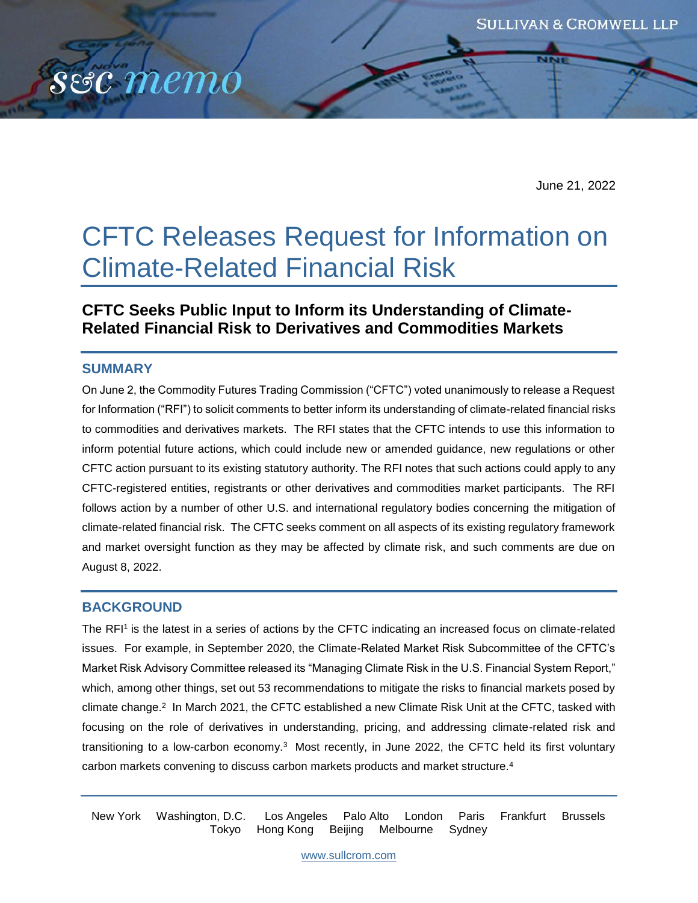June 21, 2022

# CFTC Releases Request for Information on Climate-Related Financial Risk

## CFTC Seeks Public Input to Inform its Understanding of Climate-Related Financial Risk to Derivatives and Commodities Markets

### SUMMARY

On June 2, the Commodity Futures Trading Commission ("CFTC") voted unanimously to release a Request for Information ("RFI") to solicit comments to better inform its understanding of climate-related financial risks to commodities and derivatives markets. The RFI states that the CFTC intends to use this information to inform potential future actions, which could include new or amended guidance, new regulations or other CFTC action pursuant to its existing statutory authority. The RFI notes that such actions could apply to any CFTC-registered entities, registrants or other derivatives and commodities market participants. The RFI follows action by a number of other U.S. and international regulatory bodies concerning the mitigation of climate-related financial risk. The CFTC seeks comment on all aspects of its existing regulatory framework and market oversight function as they may be affected by climate risk, and such comments are due on August 8, 2022.

### BACKGROUND

The RFI[1] is the latest in a series of actions by the CFTC indicating an increased focus on climate-related issues. For example, in September 2020, the Climate-Related Market Risk Subcommittee of the CFTC's Market Risk Advisory Committee released its "Managing Climate Risk in the U.S. Financial System Report," which, among other things, set out 53 recommendations to mitigate the risks to financial markets posed by climate change.[2] In March 2021, the CFTC established a new Climate Risk Unit at the CFTC, tasked with focusing on the role of derivatives in understanding, pricing, and addressing climate-related risk and transitioning to a low-carbon economy.[3] Most recently, in June 2022, the CFTC held its first voluntary carbon markets convening to discuss carbon markets products and market structure.[4]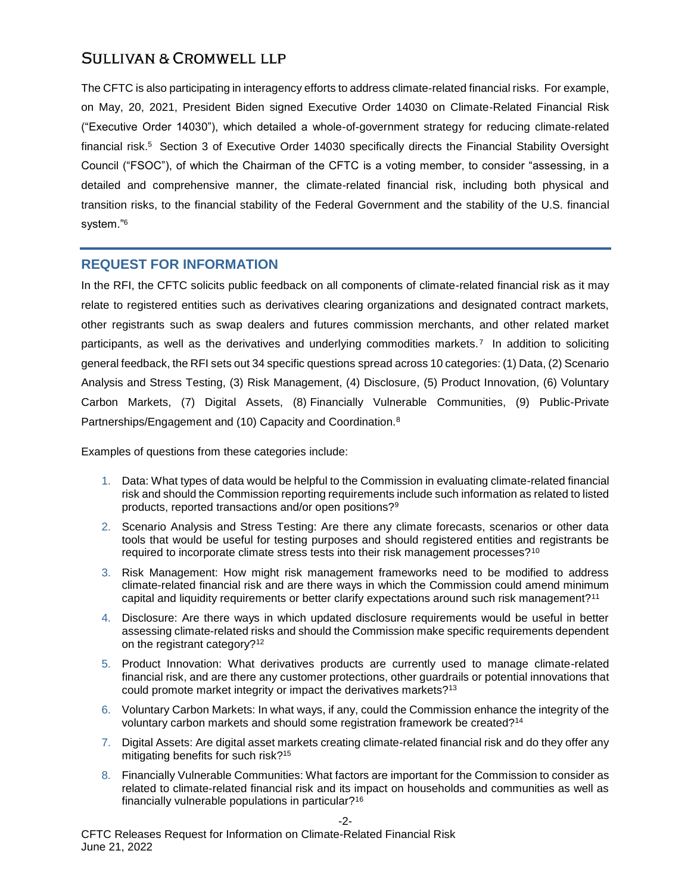The CFTC is also participating in interagency efforts to address climate-related financial risks. For example, on May, 20, 2021, President Biden signed Executive Order 14030 on Climate-Related Financial Risk ("Executive Order 14030"), which detailed a whole-of-government strategy for reducing climate-related financial risk.[5] Section 3 of Executive Order 14030 specifically directs the Financial Stability Oversight Council ("FSOC"), of which the Chairman of the CFTC is a voting member, to consider "assessing, in a detailed and comprehensive manner, the climate-related financial risk, including both physical and transition risks, to the financial stability of the Federal Government and the stability of the U.S. financial system."[6]

## REQUEST FOR INFORMATION

In the RFI, the CFTC solicits public feedback on all components of climate-related financial risk as it may relate to registered entities such as derivatives clearing organizations and designated contract markets, other registrants such as swap dealers and futures commission merchants, and other related market participants, as well as the derivatives and underlying commodities markets.[7] In addition to soliciting general feedback, the RFI sets out 34 specific questions spread across 10 categories: (1) Data, (2) Scenario Analysis and Stress Testing, (3) Risk Management, (4) Disclosure, (5) Product Innovation, (6) Voluntary Carbon Markets, (7) Digital Assets, (8) Financially Vulnerable Communities, (9) Public-Private Partnerships/Engagement and (10) Capacity and Coordination.[8]

Examples of questions from these categories include:

1. Data: What types of data would be helpful to the Commission in evaluating climate-related financial risk and should the Commission reporting requirements include such information as related to listed products, reported transactions and/or open positions?[9]
2. Scenario Analysis and Stress Testing: Are there any climate forecasts, scenarios or other data tools that would be useful for testing purposes and should registered entities and registrants be required to incorporate climate stress tests into their risk management processes?[10]
3. Risk Management: How might risk management frameworks need to be modified to address climate-related financial risk and are there ways in which the Commission could amend minimum capital and liquidity requirements or better clarify expectations around such risk management?[11]
4. Disclosure: Are there ways in which updated disclosure requirements would be useful in better assessing climate-related risks and should the Commission make specific requirements dependent on the registrant category?[12]
5. Product Innovation: What derivatives products are currently used to manage climate-related financial risk, and are there any customer protections, other guardrails or potential innovations that could promote market integrity or impact the derivatives markets?[13]
6. Voluntary Carbon Markets: In what ways, if any, could the Commission enhance the integrity of the voluntary carbon markets and should some registration framework be created?[14]
7. Digital Assets: Are digital asset markets creating climate-related financial risk and do they offer any mitigating benefits for such risk?[15]
8. Financially Vulnerable Communities: What factors are important for the Commission to consider as related to climate-related financial risk and its impact on households and communities as well as financially vulnerable populations in particular?[16]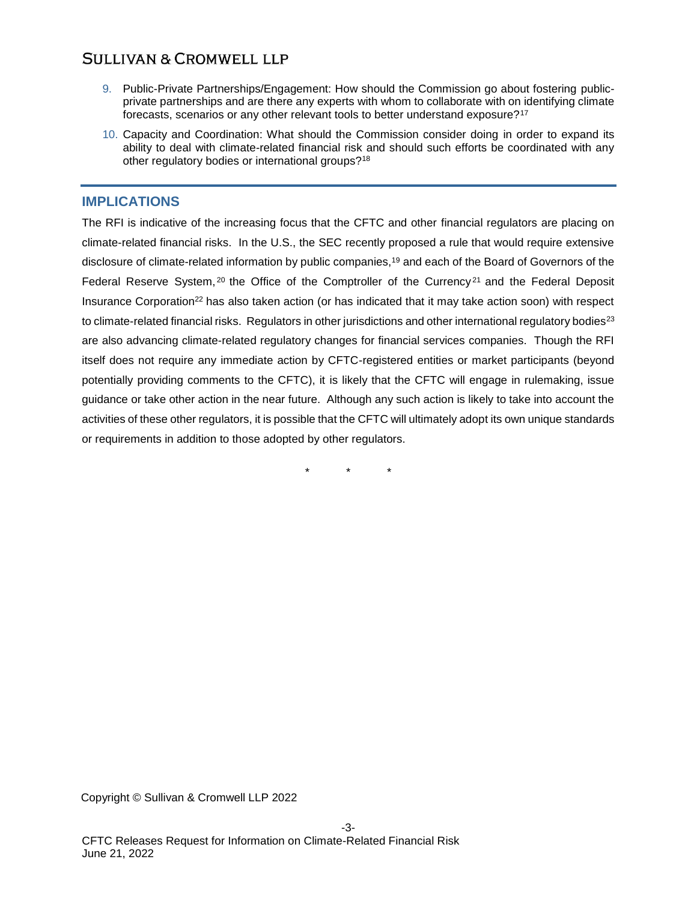9. Public-Private Partnerships/Engagement: How should the Commission go about fostering public-private partnerships and are there any experts with whom to collaborate with on identifying climate forecasts, scenarios or any other relevant tools to better understand exposure?[17]
10. Capacity and Coordination: What should the Commission consider doing in order to expand its ability to deal with climate-related financial risk and should such efforts be coordinated with any other regulatory bodies or international groups?[18]

## IMPLICATIONS

The RFI is indicative of the increasing focus that the CFTC and other financial regulators are placing on climate-related financial risks. In the U.S., the SEC recently proposed a rule that would require extensive disclosure of climate-related information by public companies,[19] and each of the Board of Governors of the Federal Reserve System,[20] the Office of the Comptroller of the Currency[21] and the Federal Deposit Insurance Corporation[22] has also taken action (or has indicated that it may take action soon) with respect to climate-related financial risks. Regulators in other jurisdictions and other international regulatory bodies[23] are also advancing climate-related regulatory changes for financial services companies. Though the RFI itself does not require any immediate action by CFTC-registered entities or market participants (beyond potentially providing comments to the CFTC), it is likely that the CFTC will engage in rulemaking, issue guidance or take other action in the near future. Although any such action is likely to take into account the activities of these other regulators, it is possible that the CFTC will ultimately adopt its own unique standards or requirements in addition to those adopted by other regulators.

\* \* \*

Copyright © Sullivan & Cromwell LLP 2022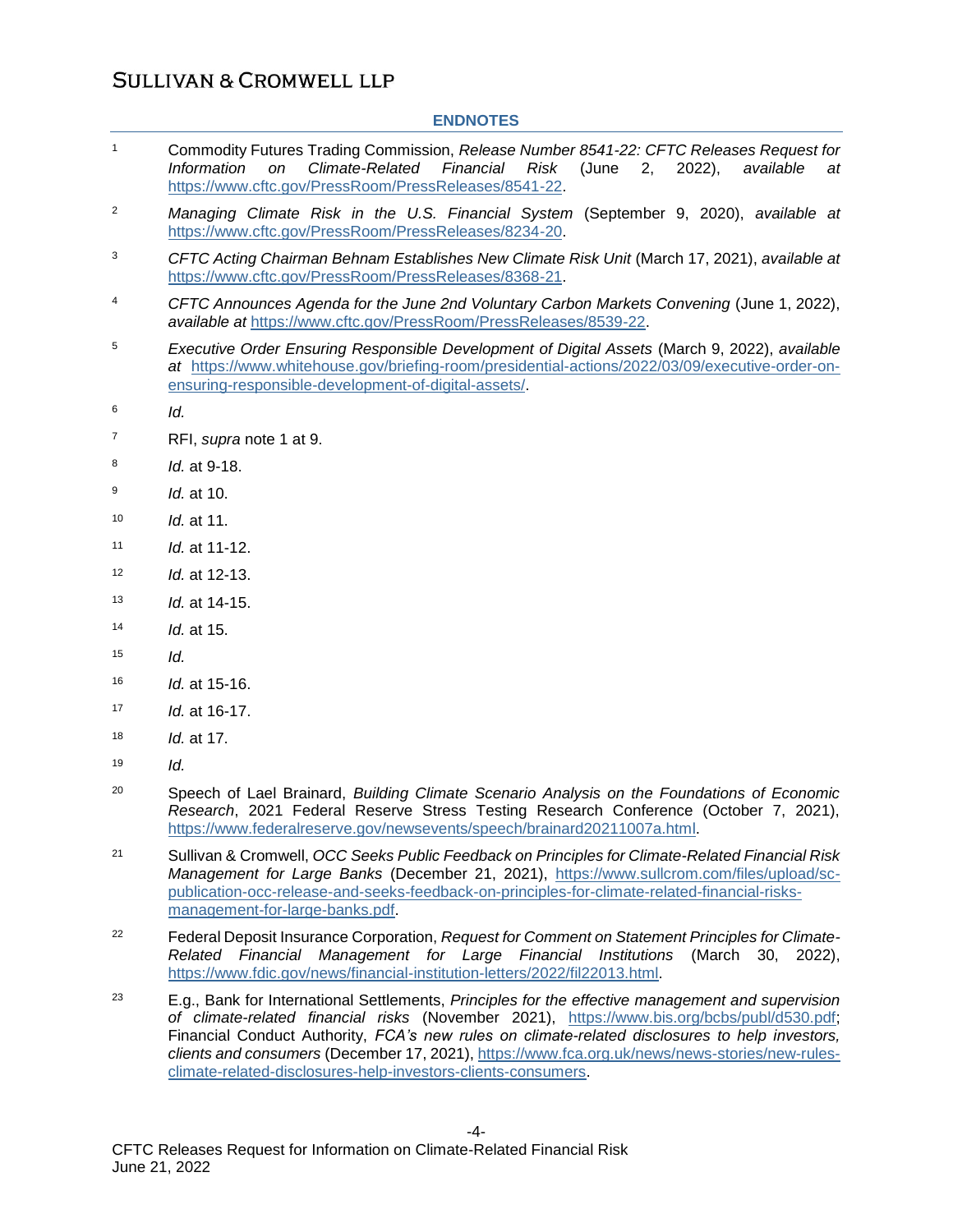## ENDNOTES

1. Commodity Futures Trading Commission, *Release Number 8541-22: CFTC Releases Request for Information on Climate-Related Financial Risk* (June 2, 2022), *available at* https://www.cftc.gov/PressRoom/PressReleases/8541-22.

2. *Managing Climate Risk in the U.S. Financial System* (September 9, 2020), *available at* https://www.cftc.gov/PressRoom/PressReleases/8234-20.

3. *CFTC Acting Chairman Behnam Establishes New Climate Risk Unit* (March 17, 2021), *available at* https://www.cftc.gov/PressRoom/PressReleases/8368-21.

4. *CFTC Announces Agenda for the June 2nd Voluntary Carbon Markets Convening* (June 1, 2022), *available at* https://www.cftc.gov/PressRoom/PressReleases/8539-22.

5. *Executive Order Ensuring Responsible Development of Digital Assets* (March 9, 2022), *available at* https://www.whitehouse.gov/briefing-room/presidential-actions/2022/03/09/executive-order-on-ensuring-responsible-development-of-digital-assets/.

6. *Id.*

7. RFI, *supra* note 1 at 9.

8. *Id.* at 9-18.

9. *Id.* at 10.

10. *Id.* at 11.

11. *Id.* at 11-12.

12. *Id.* at 12-13.

13. *Id.* at 14-15.

14. *Id.* at 15.

15. *Id.*

16. *Id.* at 15-16.

17. *Id.* at 16-17.

18. *Id.* at 17.

19. *Id.*

20. Speech of Lael Brainard, *Building Climate Scenario Analysis on the Foundations of Economic Research*, 2021 Federal Reserve Stress Testing Research Conference (October 7, 2021), https://www.federalreserve.gov/newsevents/speech/brainard20211007a.html.

21. Sullivan & Cromwell, *OCC Seeks Public Feedback on Principles for Climate-Related Financial Risk Management for Large Banks* (December 21, 2021), https://www.sullcrom.com/files/upload/sc-publication-occ-release-and-seeks-feedback-on-principles-for-climate-related-financial-risks-management-for-large-banks.pdf.

22. Federal Deposit Insurance Corporation, *Request for Comment on Statement Principles for Climate-Related Financial Management for Large Financial Institutions* (March 30, 2022), https://www.fdic.gov/news/financial-institution-letters/2022/fil22013.html.

23. E.g., Bank for International Settlements, *Principles for the effective management and supervision of climate-related financial risks* (November 2021), https://www.bis.org/bcbs/publ/d530.pdf; Financial Conduct Authority, *FCA's new rules on climate-related disclosures to help investors, clients and consumers* (December 17, 2021), https://www.fca.org.uk/news/news-stories/new-rules-climate-related-disclosures-help-investors-clients-consumers.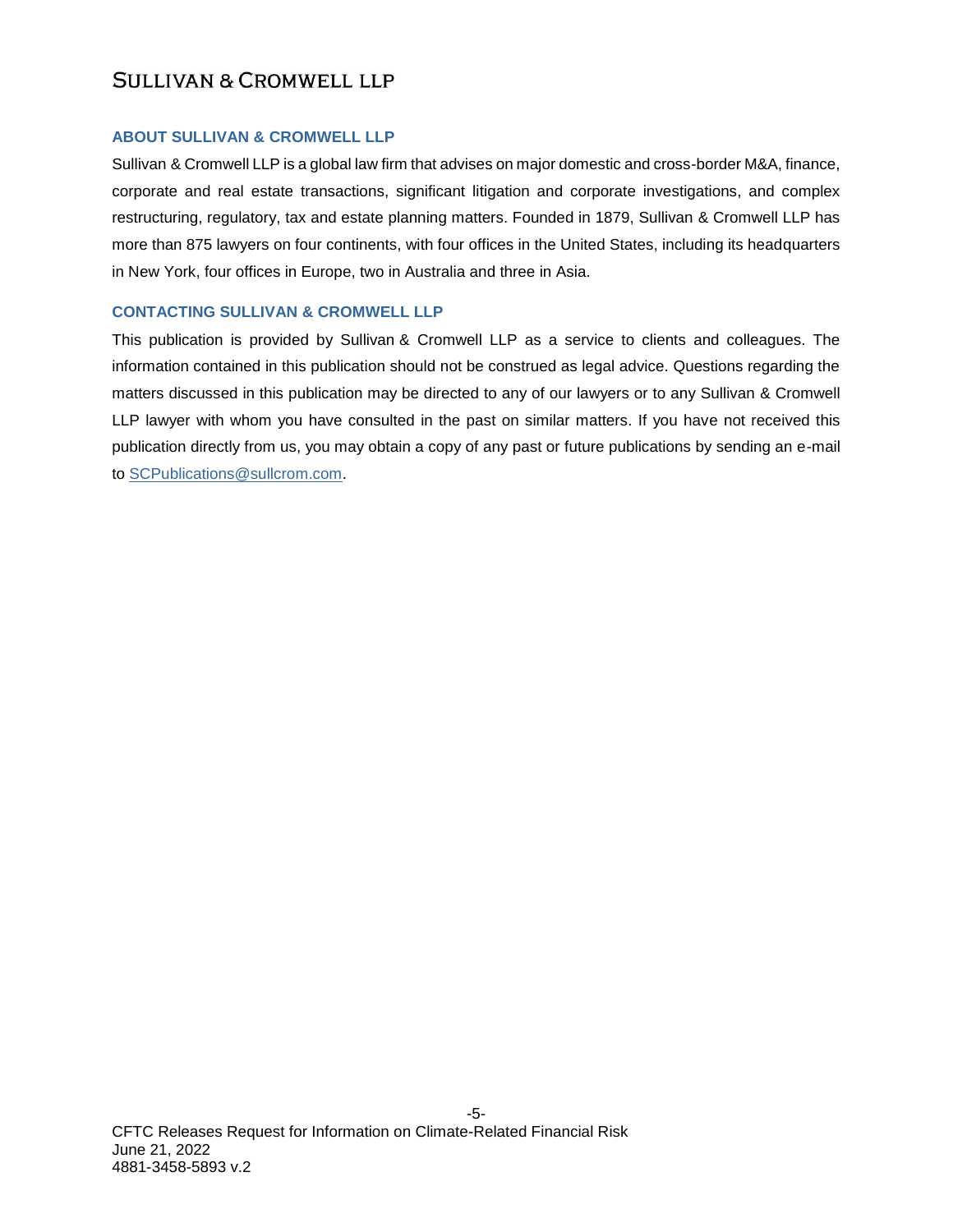## ABOUT SULLIVAN & CROMWELL LLP

Sullivan & Cromwell LLP is a global law firm that advises on major domestic and cross-border M&A, finance, corporate and real estate transactions, significant litigation and corporate investigations, and complex restructuring, regulatory, tax and estate planning matters. Founded in 1879, Sullivan & Cromwell LLP has more than 875 lawyers on four continents, with four offices in the United States, including its headquarters in New York, four offices in Europe, two in Australia and three in Asia.

## CONTACTING SULLIVAN & CROMWELL LLP

This publication is provided by Sullivan & Cromwell LLP as a service to clients and colleagues. The information contained in this publication should not be construed as legal advice. Questions regarding the matters discussed in this publication may be directed to any of our lawyers or to any Sullivan & Cromwell LLP lawyer with whom you have consulted in the past on similar matters. If you have not received this publication directly from us, you may obtain a copy of any past or future publications by sending an e-mail to SCPublications@sullcrom.com.